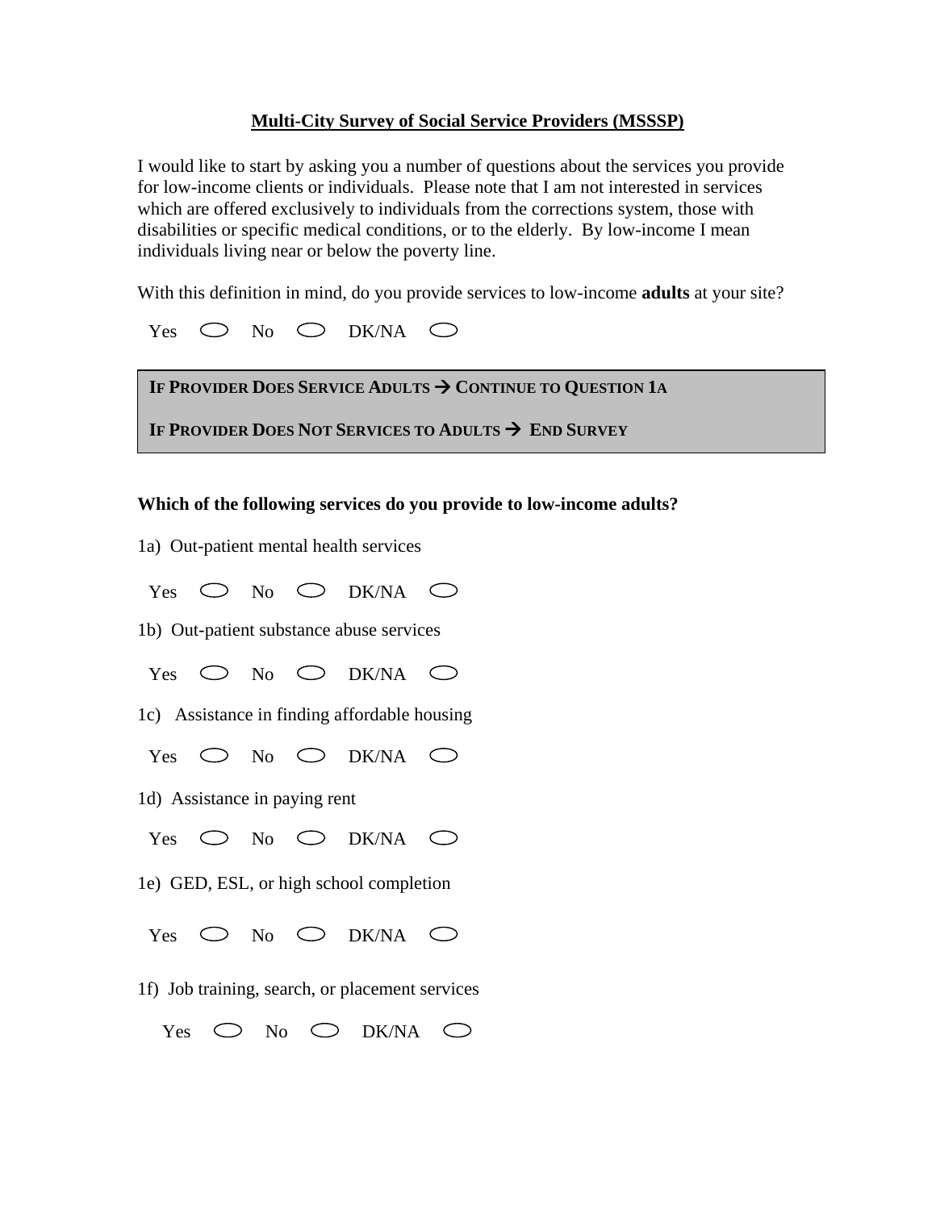# Multi-City Survey of Social Service Providers (MSSSP)

I would like to start by asking you a number of questions about the services you provide for low-income clients or individuals. Please note that I am not interested in services which are offered exclusively to individuals from the corrections system, those with disabilities or specific medical conditions, or to the elderly. By low-income I mean individuals living near or below the poverty line.

With this definition in mind, do you provide services to low-income **adults** at your site?

Yes ○ No ○ DK/NA ○

**IF PROVIDER DOES SERVICE ADULTS → CONTINUE TO QUESTION 1A**

**IF PROVIDER DOES NOT SERVICES TO ADULTS → END SURVEY**

**Which of the following services do you provide to low-income adults?**

1a) Out-patient mental health services

Yes ○ No ○ DK/NA ○

1b) Out-patient substance abuse services

Yes ○ No ○ DK/NA ○

1c) Assistance in finding affordable housing

Yes ○ No ○ DK/NA ○

1d) Assistance in paying rent

Yes ○ No ○ DK/NA ○

1e) GED, ESL, or high school completion

Yes ○ No ○ DK/NA ○

1f) Job training, search, or placement services

Yes ○ No ○ DK/NA ○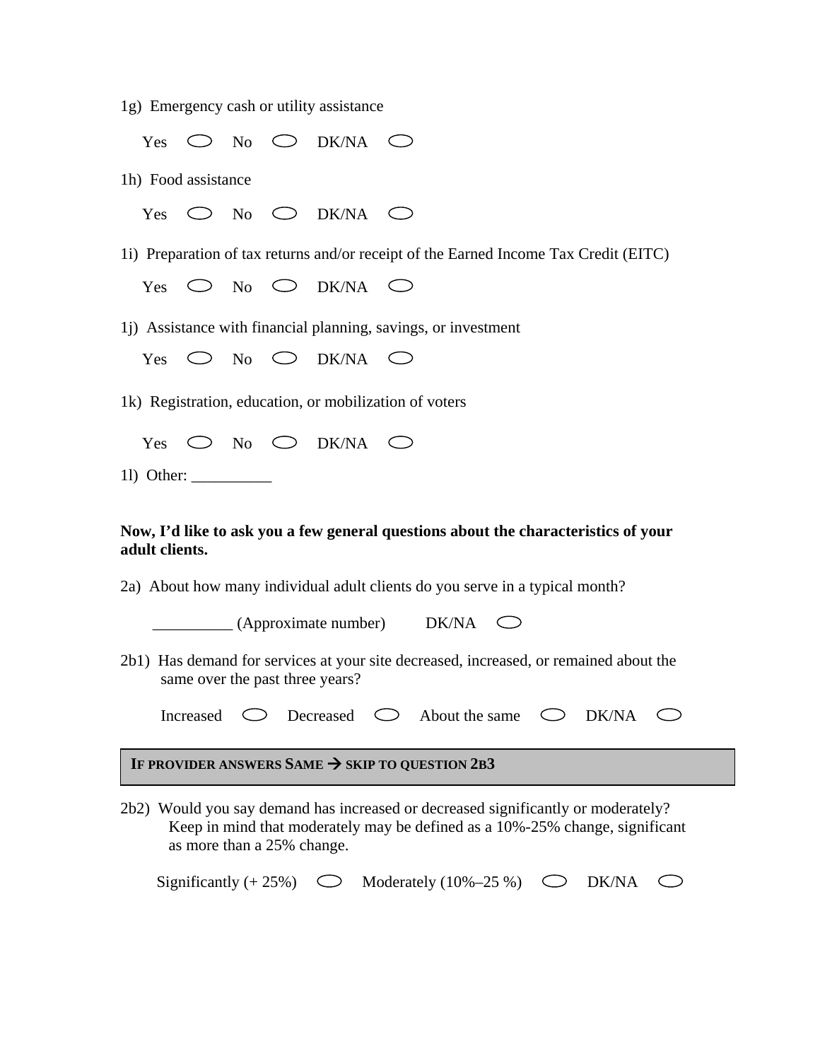1g) Emergency cash or utility assistance

Yes ⬭ No ⬭ DK/NA ⬭

1h) Food assistance

Yes ⬭ No ⬭ DK/NA ⬭

1i) Preparation of tax returns and/or receipt of the Earned Income Tax Credit (EITC)

Yes ⬭ No ⬭ DK/NA ⬭

1j) Assistance with financial planning, savings, or investment

Yes ⬭ No ⬭ DK/NA ⬭

1k) Registration, education, or mobilization of voters

Yes ⬭ No ⬭ DK/NA ⬭

1l) Other: __________

**Now, I'd like to ask you a few general questions about the characteristics of your adult clients.**

2a) About how many individual adult clients do you serve in a typical month?

__________ (Approximate number) DK/NA ⬭

2b1) Has demand for services at your site decreased, increased, or remained about the same over the past three years?

Increased ⬭ Decreased ⬭ About the same ⬭ DK/NA ⬭

| IF PROVIDER ANSWERS SAME → SKIP TO QUESTION 2B3 |
|---|

2b2) Would you say demand has increased or decreased significantly or moderately? Keep in mind that moderately may be defined as a 10%-25% change, significant as more than a 25% change.

Significantly (+ 25%) ⬭ Moderately (10%–25 %) ⬭ DK/NA ⬭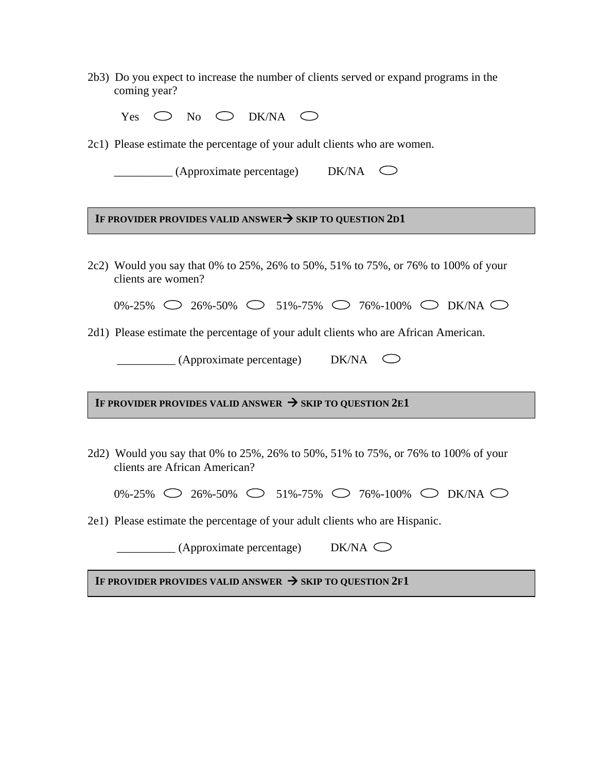2b3) Do you expect to increase the number of clients served or expand programs in the coming year?

Yes ◯ No ◯ DK/NA ◯

2c1) Please estimate the percentage of your adult clients who are women.

__________ (Approximate percentage) DK/NA ◯

**IF PROVIDER PROVIDES VALID ANSWER→ SKIP TO QUESTION 2D1**

2c2) Would you say that 0% to 25%, 26% to 50%, 51% to 75%, or 76% to 100% of your clients are women?

0%-25% ◯ 26%-50% ◯ 51%-75% ◯ 76%-100% ◯ DK/NA ◯

2d1) Please estimate the percentage of your adult clients who are African American.

__________ (Approximate percentage) DK/NA ◯

**IF PROVIDER PROVIDES VALID ANSWER → SKIP TO QUESTION 2E1**

2d2) Would you say that 0% to 25%, 26% to 50%, 51% to 75%, or 76% to 100% of your clients are African American?

0%-25% ◯ 26%-50% ◯ 51%-75% ◯ 76%-100% ◯ DK/NA ◯

2e1) Please estimate the percentage of your adult clients who are Hispanic.

__________ (Approximate percentage) DK/NA ◯

**IF PROVIDER PROVIDES VALID ANSWER → SKIP TO QUESTION 2F1**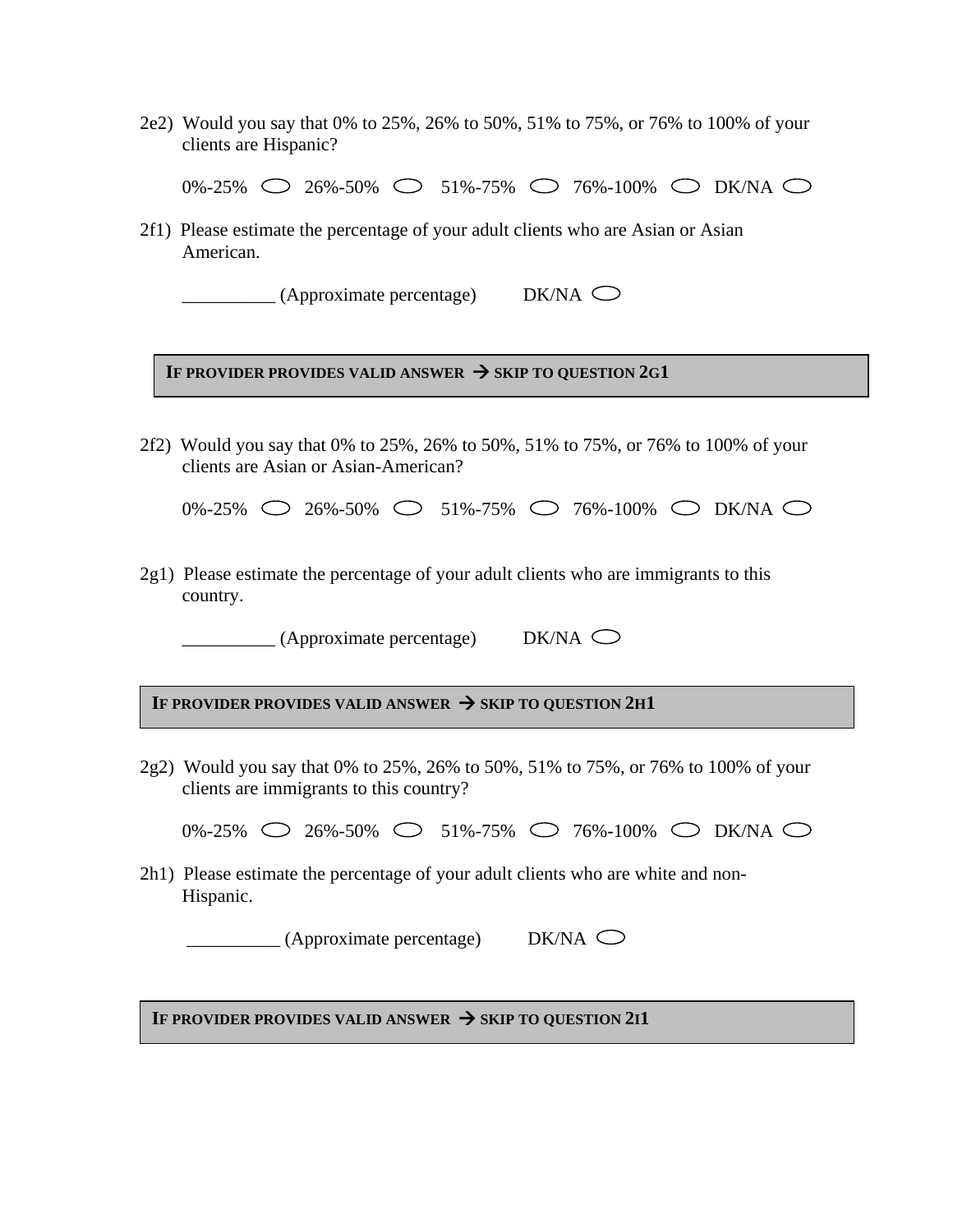2e2) Would you say that 0% to 25%, 26% to 50%, 51% to 75%, or 76% to 100% of your clients are Hispanic?

0%-25% ○ 26%-50% ○ 51%-75% ○ 76%-100% ○ DK/NA ○

2f1) Please estimate the percentage of your adult clients who are Asian or Asian American.

__________ (Approximate percentage) DK/NA ○

**IF PROVIDER PROVIDES VALID ANSWER → SKIP TO QUESTION 2G1**

2f2) Would you say that 0% to 25%, 26% to 50%, 51% to 75%, or 76% to 100% of your clients are Asian or Asian-American?

0%-25% ○ 26%-50% ○ 51%-75% ○ 76%-100% ○ DK/NA ○

2g1) Please estimate the percentage of your adult clients who are immigrants to this country.

__________ (Approximate percentage) DK/NA ○

**IF PROVIDER PROVIDES VALID ANSWER → SKIP TO QUESTION 2H1**

2g2) Would you say that 0% to 25%, 26% to 50%, 51% to 75%, or 76% to 100% of your clients are immigrants to this country?

0%-25% ○ 26%-50% ○ 51%-75% ○ 76%-100% ○ DK/NA ○

2h1) Please estimate the percentage of your adult clients who are white and non-Hispanic.

__________ (Approximate percentage) DK/NA ○

**IF PROVIDER PROVIDES VALID ANSWER → SKIP TO QUESTION 2I1**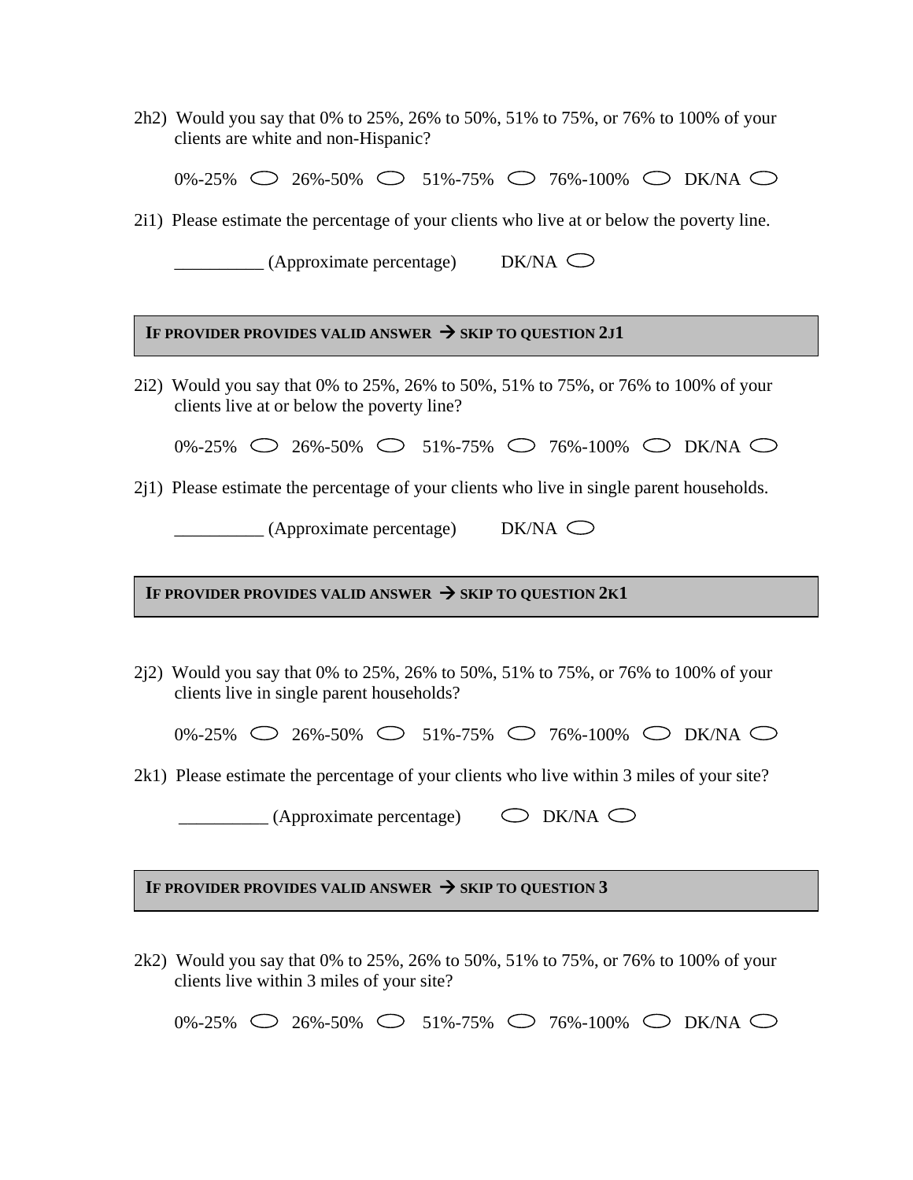2h2) Would you say that 0% to 25%, 26% to 50%, 51% to 75%, or 76% to 100% of your clients are white and non-Hispanic?

0%-25% ◯ 26%-50% ◯ 51%-75% ◯ 76%-100% ◯ DK/NA ◯

2i1) Please estimate the percentage of your clients who live at or below the poverty line.

__________ (Approximate percentage) DK/NA ◯

**IF PROVIDER PROVIDES VALID ANSWER → SKIP TO QUESTION 2J1**

2i2) Would you say that 0% to 25%, 26% to 50%, 51% to 75%, or 76% to 100% of your clients live at or below the poverty line?

0%-25% ◯ 26%-50% ◯ 51%-75% ◯ 76%-100% ◯ DK/NA ◯

2j1) Please estimate the percentage of your clients who live in single parent households.

__________ (Approximate percentage) DK/NA ◯

**IF PROVIDER PROVIDES VALID ANSWER → SKIP TO QUESTION 2K1**

2j2) Would you say that 0% to 25%, 26% to 50%, 51% to 75%, or 76% to 100% of your clients live in single parent households?

0%-25% ◯ 26%-50% ◯ 51%-75% ◯ 76%-100% ◯ DK/NA ◯

2k1) Please estimate the percentage of your clients who live within 3 miles of your site?

__________ (Approximate percentage) ◯ DK/NA ◯

**IF PROVIDER PROVIDES VALID ANSWER → SKIP TO QUESTION 3**

2k2) Would you say that 0% to 25%, 26% to 50%, 51% to 75%, or 76% to 100% of your clients live within 3 miles of your site?

0%-25% ◯ 26%-50% ◯ 51%-75% ◯ 76%-100% ◯ DK/NA ◯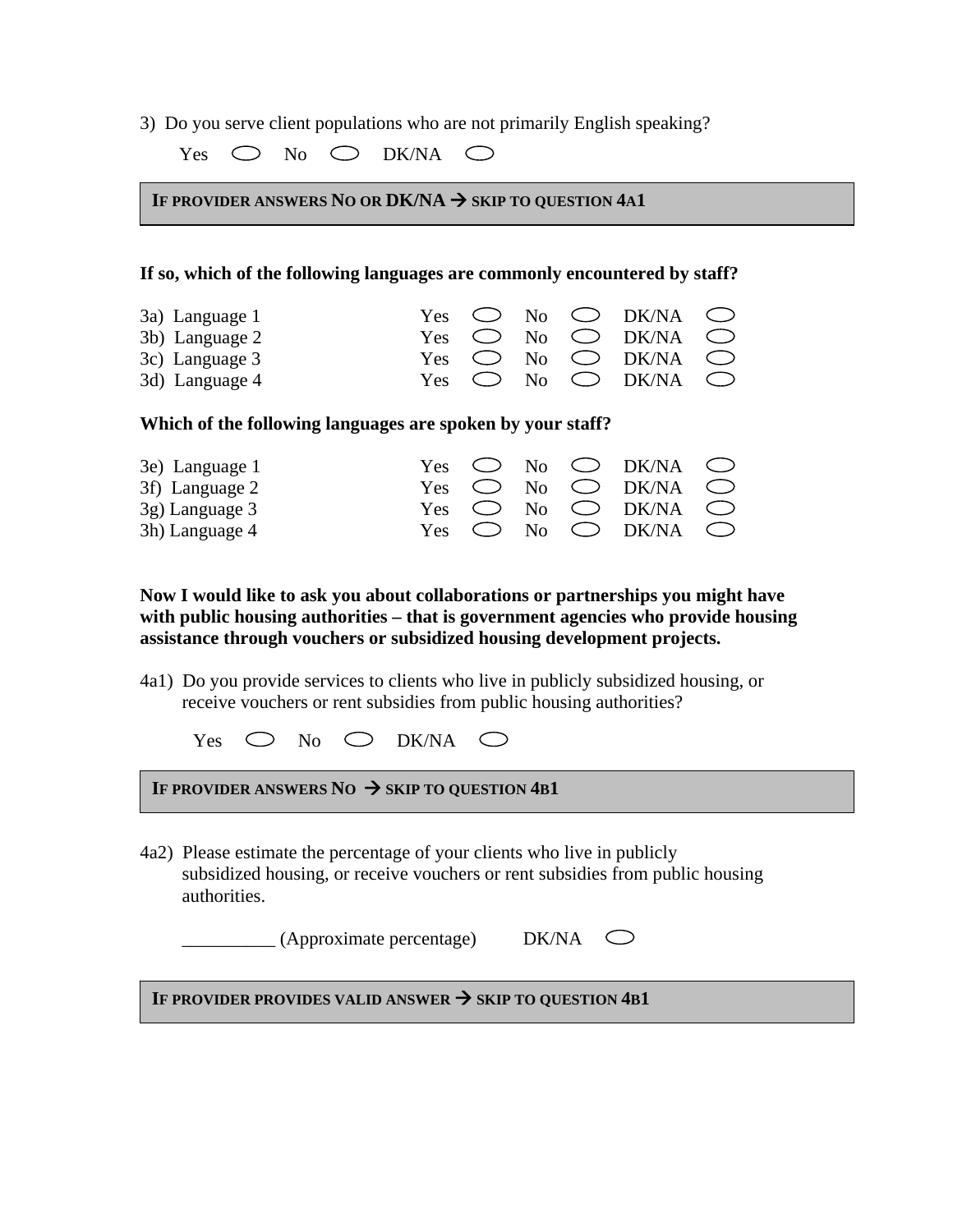3) Do you serve client populations who are not primarily English speaking?

Yes ⬭ No ⬭ DK/NA ⬭

**IF PROVIDER ANSWERS NO OR DK/NA → SKIP TO QUESTION 4A1**

**If so, which of the following languages are commonly encountered by staff?**

3a) Language 1 Yes ⬭ No ⬭ DK/NA ⬭
3b) Language 2 Yes ⬭ No ⬭ DK/NA ⬭
3c) Language 3 Yes ⬭ No ⬭ DK/NA ⬭
3d) Language 4 Yes ⬭ No ⬭ DK/NA ⬭

**Which of the following languages are spoken by your staff?**

3e) Language 1 Yes ⬭ No ⬭ DK/NA ⬭
3f) Language 2 Yes ⬭ No ⬭ DK/NA ⬭
3g) Language 3 Yes ⬭ No ⬭ DK/NA ⬭
3h) Language 4 Yes ⬭ No ⬭ DK/NA ⬭

**Now I would like to ask you about collaborations or partnerships you might have with public housing authorities – that is government agencies who provide housing assistance through vouchers or subsidized housing development projects.**

4a1) Do you provide services to clients who live in publicly subsidized housing, or receive vouchers or rent subsidies from public housing authorities?

Yes ⬭ No ⬭ DK/NA ⬭

**IF PROVIDER ANSWERS NO → SKIP TO QUESTION 4B1**

4a2) Please estimate the percentage of your clients who live in publicly subsidized housing, or receive vouchers or rent subsidies from public housing authorities.

__________ (Approximate percentage) DK/NA ⬭

**IF PROVIDER PROVIDES VALID ANSWER → SKIP TO QUESTION 4B1**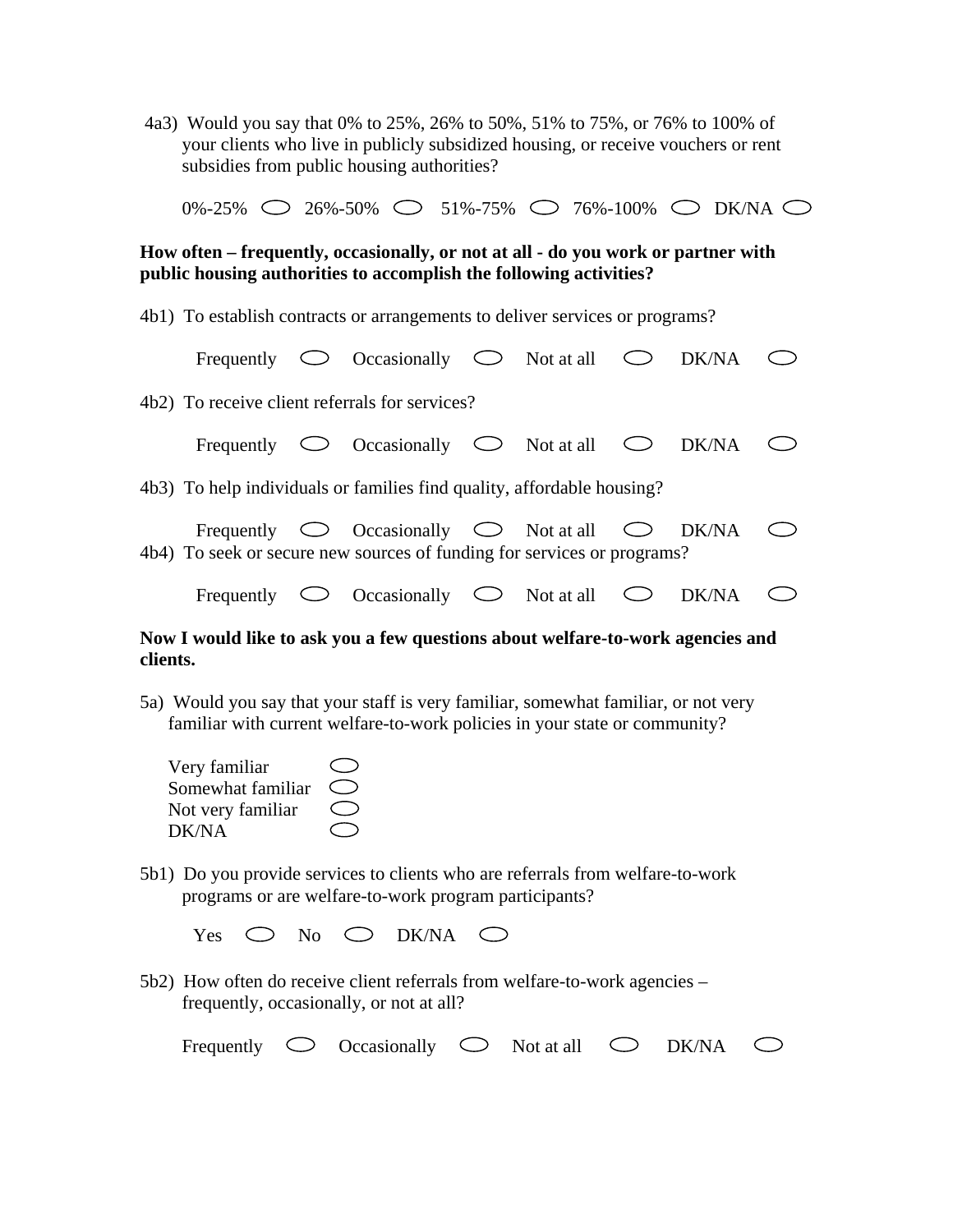4a3) Would you say that 0% to 25%, 26% to 50%, 51% to 75%, or 76% to 100% of your clients who live in publicly subsidized housing, or receive vouchers or rent subsidies from public housing authorities?

0%-25% ⬭ 26%-50% ⬭ 51%-75% ⬭ 76%-100% ⬭ DK/NA ⬭

**How often – frequently, occasionally, or not at all - do you work or partner with public housing authorities to accomplish the following activities?**

4b1) To establish contracts or arrangements to deliver services or programs?

Frequently ⬭ Occasionally ⬭ Not at all ⬭ DK/NA ⬭

4b2) To receive client referrals for services?

Frequently ⬭ Occasionally ⬭ Not at all ⬭ DK/NA ⬭

4b3) To help individuals or families find quality, affordable housing?

Frequently ⬭ Occasionally ⬭ Not at all ⬭ DK/NA ⬭

4b4) To seek or secure new sources of funding for services or programs?

Frequently ⬭ Occasionally ⬭ Not at all ⬭ DK/NA ⬭

**Now I would like to ask you a few questions about welfare-to-work agencies and clients.**

5a) Would you say that your staff is very familiar, somewhat familiar, or not very familiar with current welfare-to-work policies in your state or community?

Very familiar ⬭
Somewhat familiar ⬭
Not very familiar ⬭
DK/NA ⬭

5b1) Do you provide services to clients who are referrals from welfare-to-work programs or are welfare-to-work program participants?

Yes ⬭ No ⬭ DK/NA ⬭

5b2) How often do receive client referrals from welfare-to-work agencies – frequently, occasionally, or not at all?

Frequently ⬭ Occasionally ⬭ Not at all ⬭ DK/NA ⬭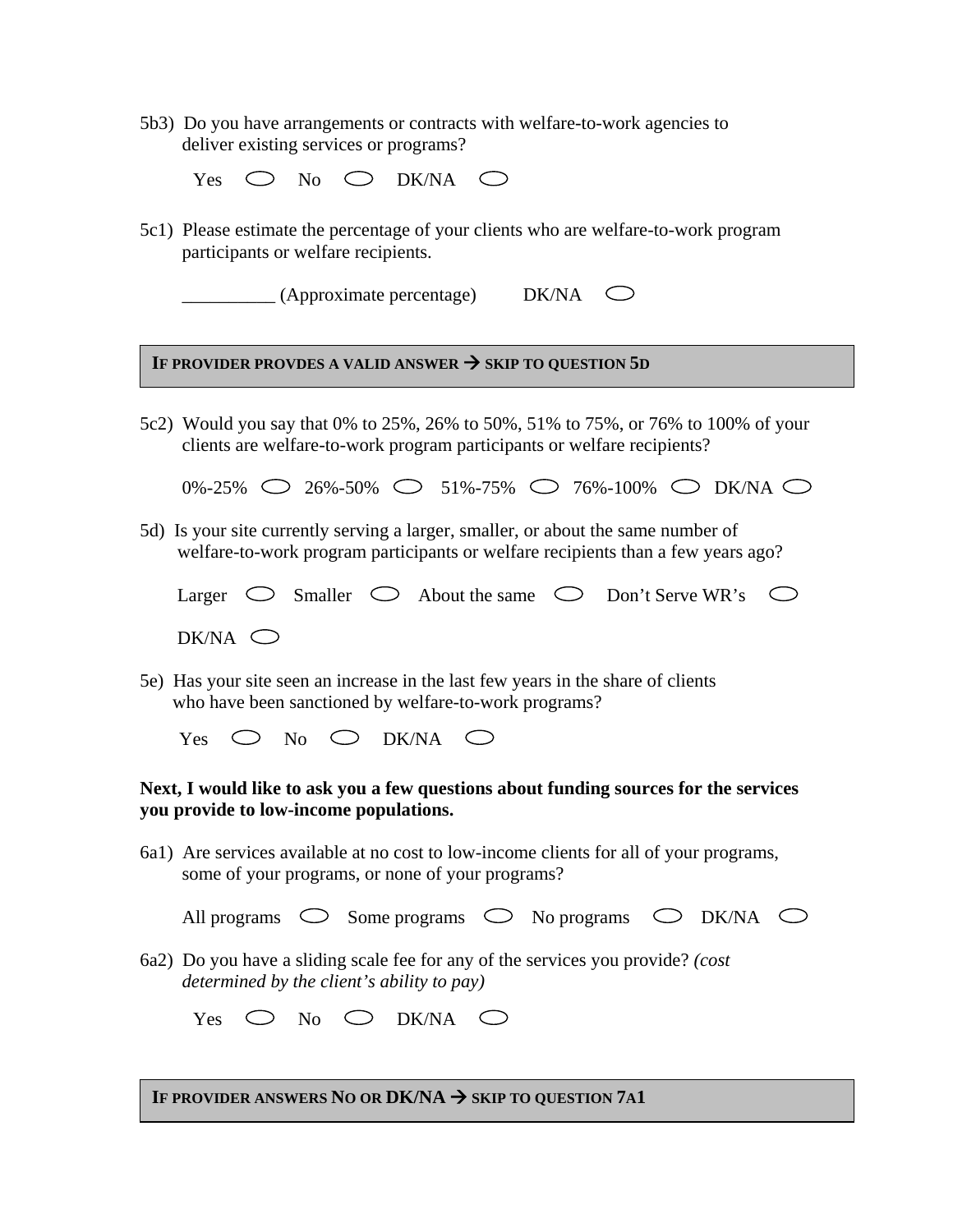5b3) Do you have arrangements or contracts with welfare-to-work agencies to deliver existing services or programs?

Yes ○ No ○ DK/NA ○

5c1) Please estimate the percentage of your clients who are welfare-to-work program participants or welfare recipients.

__________ (Approximate percentage) DK/NA ○

**IF PROVIDER PROVDES A VALID ANSWER → SKIP TO QUESTION 5D**

5c2) Would you say that 0% to 25%, 26% to 50%, 51% to 75%, or 76% to 100% of your clients are welfare-to-work program participants or welfare recipients?

0%-25% ○ 26%-50% ○ 51%-75% ○ 76%-100% ○ DK/NA ○

5d) Is your site currently serving a larger, smaller, or about the same number of welfare-to-work program participants or welfare recipients than a few years ago?

Larger ○ Smaller ○ About the same ○ Don't Serve WR's ○

DK/NA ○

5e) Has your site seen an increase in the last few years in the share of clients who have been sanctioned by welfare-to-work programs?

Yes ○ No ○ DK/NA ○

**Next, I would like to ask you a few questions about funding sources for the services you provide to low-income populations.**

6a1) Are services available at no cost to low-income clients for all of your programs, some of your programs, or none of your programs?

All programs ○ Some programs ○ No programs ○ DK/NA ○

6a2) Do you have a sliding scale fee for any of the services you provide? *(cost determined by the client's ability to pay)*

Yes ○ No ○ DK/NA ○

**IF PROVIDER ANSWERS NO OR DK/NA → SKIP TO QUESTION 7A1**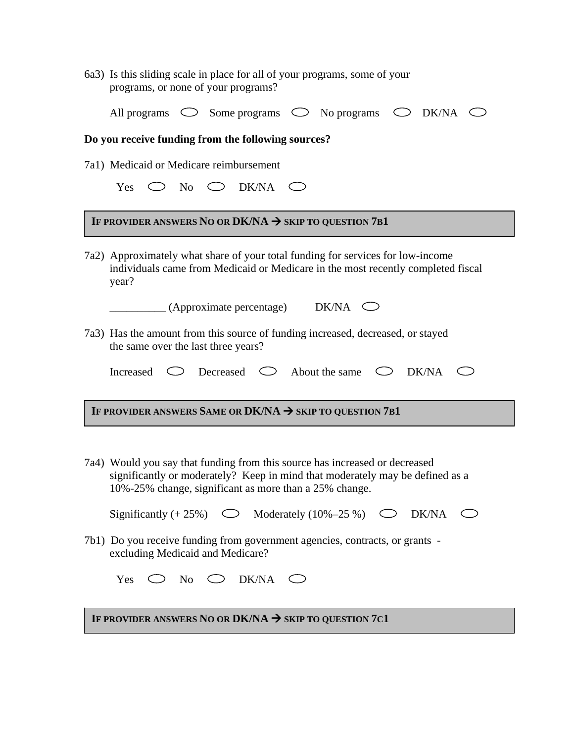6a3) Is this sliding scale in place for all of your programs, some of your programs, or none of your programs?

All programs ○ Some programs ○ No programs ○ DK/NA ○

**Do you receive funding from the following sources?**

7a1) Medicaid or Medicare reimbursement

Yes ○ No ○ DK/NA ○

**IF PROVIDER ANSWERS NO OR DK/NA → SKIP TO QUESTION 7B1**

7a2) Approximately what share of your total funding for services for low-income individuals came from Medicaid or Medicare in the most recently completed fiscal year?

__________ (Approximate percentage) DK/NA ○

7a3) Has the amount from this source of funding increased, decreased, or stayed the same over the last three years?

Increased ○ Decreased ○ About the same ○ DK/NA ○

**IF PROVIDER ANSWERS SAME OR DK/NA → SKIP TO QUESTION 7B1**

7a4) Would you say that funding from this source has increased or decreased significantly or moderately? Keep in mind that moderately may be defined as a 10%-25% change, significant as more than a 25% change.

Significantly (+ 25%) ○ Moderately (10%–25 %) ○ DK/NA ○

7b1) Do you receive funding from government agencies, contracts, or grants - excluding Medicaid and Medicare?

Yes ○ No ○ DK/NA ○

**IF PROVIDER ANSWERS NO OR DK/NA → SKIP TO QUESTION 7C1**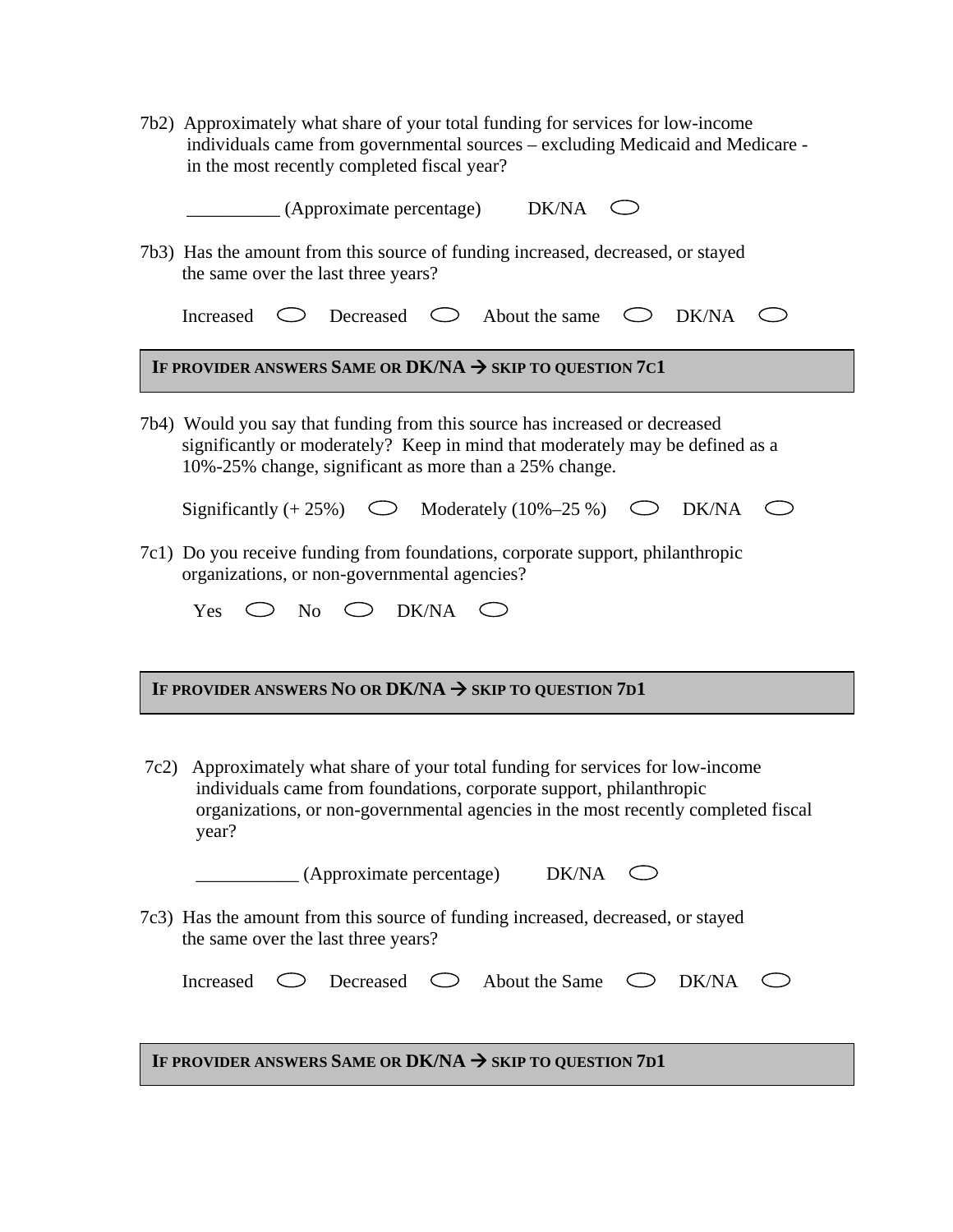7b2) Approximately what share of your total funding for services for low-income individuals came from governmental sources – excluding Medicaid and Medicare - in the most recently completed fiscal year?

__________ (Approximate percentage) DK/NA ⬭

7b3) Has the amount from this source of funding increased, decreased, or stayed the same over the last three years?

Increased ⬭ Decreased ⬭ About the same ⬭ DK/NA ⬭

**IF PROVIDER ANSWERS SAME OR DK/NA → SKIP TO QUESTION 7C1**

7b4) Would you say that funding from this source has increased or decreased significantly or moderately? Keep in mind that moderately may be defined as a 10%-25% change, significant as more than a 25% change.

Significantly (+ 25%) ⬭ Moderately (10%–25 %) ⬭ DK/NA ⬭

7c1) Do you receive funding from foundations, corporate support, philanthropic organizations, or non-governmental agencies?

Yes ⬭ No ⬭ DK/NA ⬭

**IF PROVIDER ANSWERS NO OR DK/NA → SKIP TO QUESTION 7D1**

7c2) Approximately what share of your total funding for services for low-income individuals came from foundations, corporate support, philanthropic organizations, or non-governmental agencies in the most recently completed fiscal year?

___________ (Approximate percentage) DK/NA ⬭

7c3) Has the amount from this source of funding increased, decreased, or stayed the same over the last three years?

Increased ⬭ Decreased ⬭ About the Same ⬭ DK/NA ⬭

**IF PROVIDER ANSWERS SAME OR DK/NA → SKIP TO QUESTION 7D1**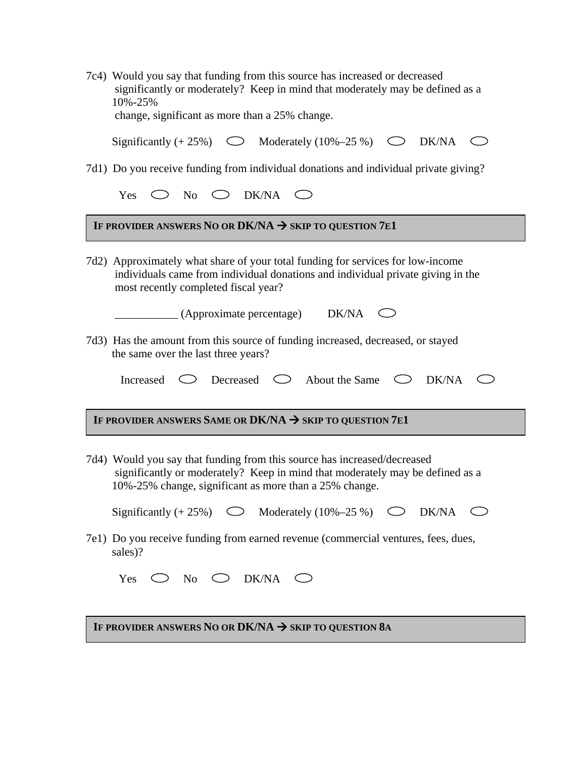7c4) Would you say that funding from this source has increased or decreased significantly or moderately? Keep in mind that moderately may be defined as a 10%-25% change, significant as more than a 25% change.

Significantly (+ 25%) ⬭ Moderately (10%–25 %) ⬭ DK/NA ⬭

7d1) Do you receive funding from individual donations and individual private giving?

Yes ⬭ No ⬭ DK/NA ⬭

**IF PROVIDER ANSWERS NO OR DK/NA → SKIP TO QUESTION 7E1**

7d2) Approximately what share of your total funding for services for low-income individuals came from individual donations and individual private giving in the most recently completed fiscal year?

___________ (Approximate percentage) DK/NA ⬭

7d3) Has the amount from this source of funding increased, decreased, or stayed the same over the last three years?

Increased ⬭ Decreased ⬭ About the Same ⬭ DK/NA ⬭

**IF PROVIDER ANSWERS SAME OR DK/NA → SKIP TO QUESTION 7E1**

7d4) Would you say that funding from this source has increased/decreased significantly or moderately? Keep in mind that moderately may be defined as a 10%-25% change, significant as more than a 25% change.

Significantly (+ 25%) ⬭ Moderately (10%–25 %) ⬭ DK/NA ⬭

7e1) Do you receive funding from earned revenue (commercial ventures, fees, dues, sales)?

Yes ⬭ No ⬭ DK/NA ⬭

**IF PROVIDER ANSWERS NO OR DK/NA → SKIP TO QUESTION 8A**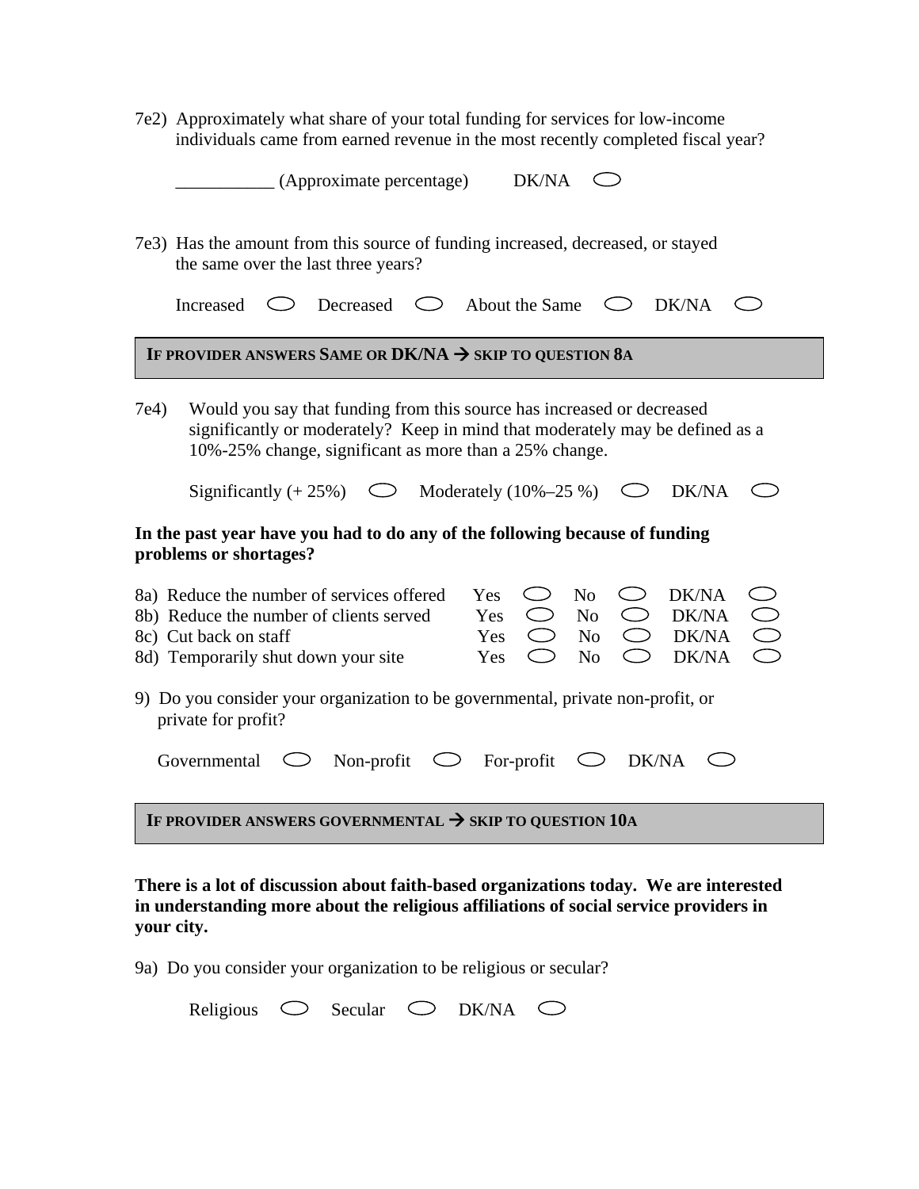7e2) Approximately what share of your total funding for services for low-income individuals came from earned revenue in the most recently completed fiscal year?

___________ (Approximate percentage)     DK/NA ○

7e3) Has the amount from this source of funding increased, decreased, or stayed the same over the last three years?

Increased ○   Decreased ○   About the Same ○   DK/NA ○

**IF PROVIDER ANSWERS SAME OR DK/NA → SKIP TO QUESTION 8A**

7e4) Would you say that funding from this source has increased or decreased significantly or moderately? Keep in mind that moderately may be defined as a 10%-25% change, significant as more than a 25% change.

Significantly (+ 25%) ○   Moderately (10%–25 %) ○   DK/NA ○

**In the past year have you had to do any of the following because of funding problems or shortages?**

| | | | |
|---|---|---|---|
| 8a) Reduce the number of services offered | Yes ○ | No ○ | DK/NA ○ |
| 8b) Reduce the number of clients served | Yes ○ | No ○ | DK/NA ○ |
| 8c) Cut back on staff | Yes ○ | No ○ | DK/NA ○ |
| 8d) Temporarily shut down your site | Yes ○ | No ○ | DK/NA ○ |

9) Do you consider your organization to be governmental, private non-profit, or private for profit?

Governmental ○   Non-profit ○   For-profit ○   DK/NA ○

**IF PROVIDER ANSWERS GOVERNMENTAL → SKIP TO QUESTION 10A**

**There is a lot of discussion about faith-based organizations today. We are interested in understanding more about the religious affiliations of social service providers in your city.**

9a) Do you consider your organization to be religious or secular?

Religious ○   Secular ○   DK/NA ○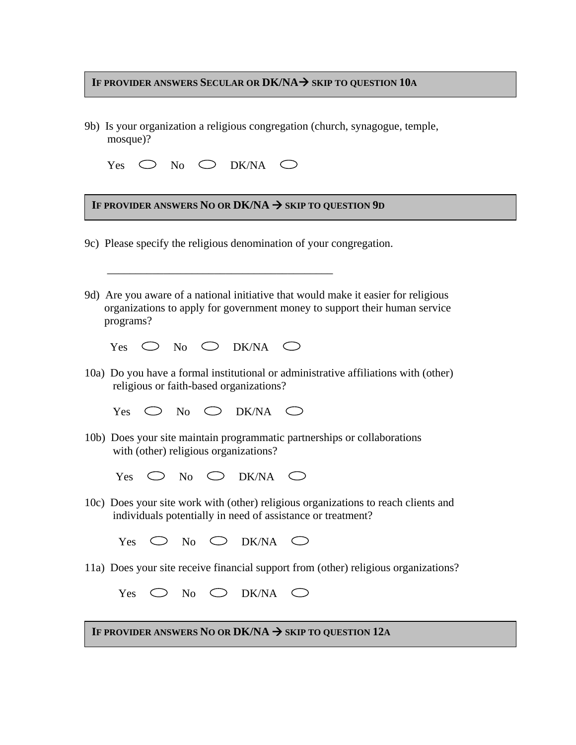**IF PROVIDER ANSWERS SECULAR OR DK/NA→ SKIP TO QUESTION 10A**

9b) Is your organization a religious congregation (church, synagogue, temple, mosque)?

Yes ◯ No ◯ DK/NA ◯

**IF PROVIDER ANSWERS NO OR DK/NA → SKIP TO QUESTION 9D**

9c) Please specify the religious denomination of your congregation.

________________________________________

9d) Are you aware of a national initiative that would make it easier for religious organizations to apply for government money to support their human service programs?

Yes ◯ No ◯ DK/NA ◯

10a) Do you have a formal institutional or administrative affiliations with (other) religious or faith-based organizations?

Yes ◯ No ◯ DK/NA ◯

10b) Does your site maintain programmatic partnerships or collaborations with (other) religious organizations?

Yes ◯ No ◯ DK/NA ◯

10c) Does your site work with (other) religious organizations to reach clients and individuals potentially in need of assistance or treatment?

Yes ◯ No ◯ DK/NA ◯

11a) Does your site receive financial support from (other) religious organizations?

Yes ◯ No ◯ DK/NA ◯

**IF PROVIDER ANSWERS NO OR DK/NA → SKIP TO QUESTION 12A**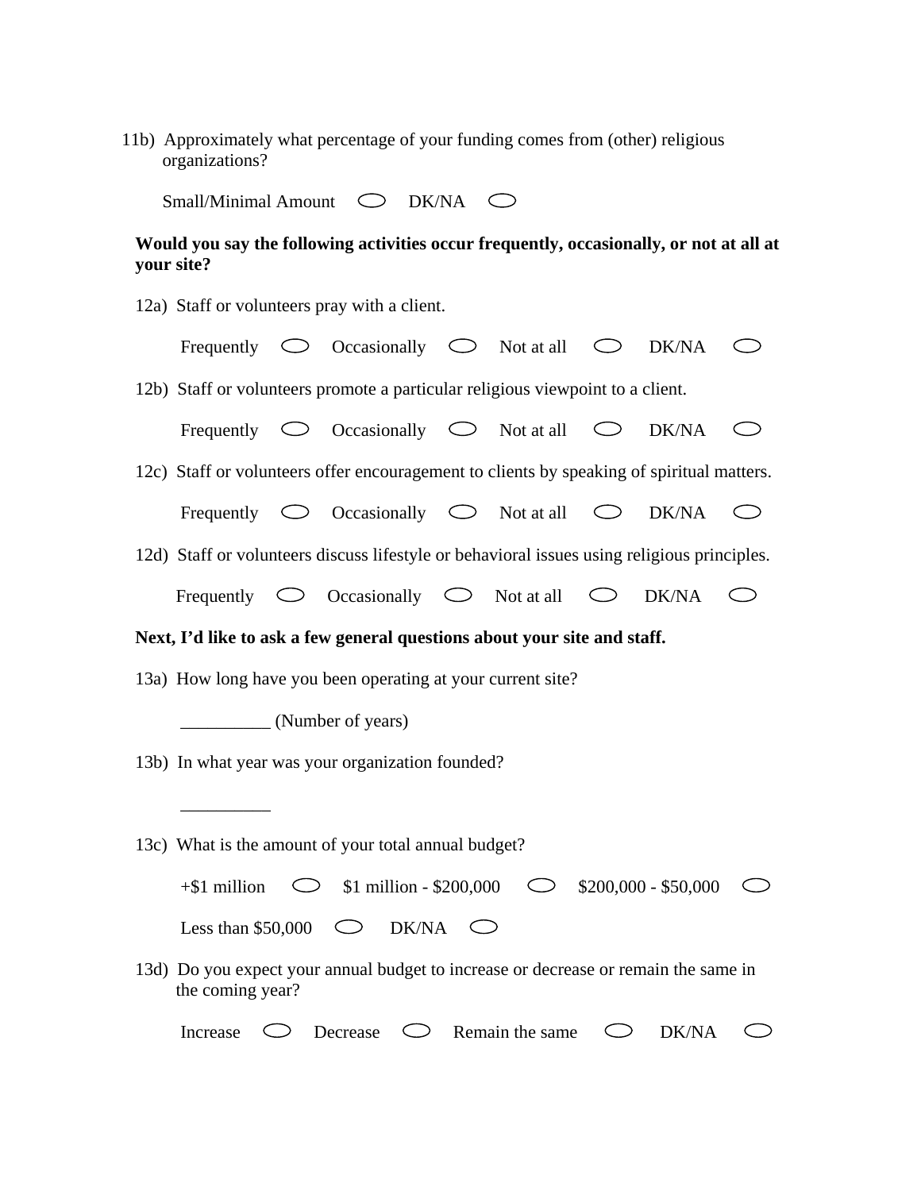11b) Approximately what percentage of your funding comes from (other) religious organizations?

Small/Minimal Amount ⬭ DK/NA ⬭

**Would you say the following activities occur frequently, occasionally, or not at all at your site?**

12a) Staff or volunteers pray with a client.

Frequently ⬭ Occasionally ⬭ Not at all ⬭ DK/NA ⬭

12b) Staff or volunteers promote a particular religious viewpoint to a client.

Frequently ⬭ Occasionally ⬭ Not at all ⬭ DK/NA ⬭

12c) Staff or volunteers offer encouragement to clients by speaking of spiritual matters.

Frequently ⬭ Occasionally ⬭ Not at all ⬭ DK/NA ⬭

12d) Staff or volunteers discuss lifestyle or behavioral issues using religious principles.

Frequently ⬭ Occasionally ⬭ Not at all ⬭ DK/NA ⬭

**Next, I'd like to ask a few general questions about your site and staff.**

13a) How long have you been operating at your current site?

__________ (Number of years)

13b) In what year was your organization founded?

__________

13c) What is the amount of your total annual budget?

+$1 million ⬭ $1 million - $200,000 ⬭ $200,000 - $50,000 ⬭

Less than $50,000 ⬭ DK/NA ⬭

13d) Do you expect your annual budget to increase or decrease or remain the same in the coming year?

Increase ⬭ Decrease ⬭ Remain the same ⬭ DK/NA ⬭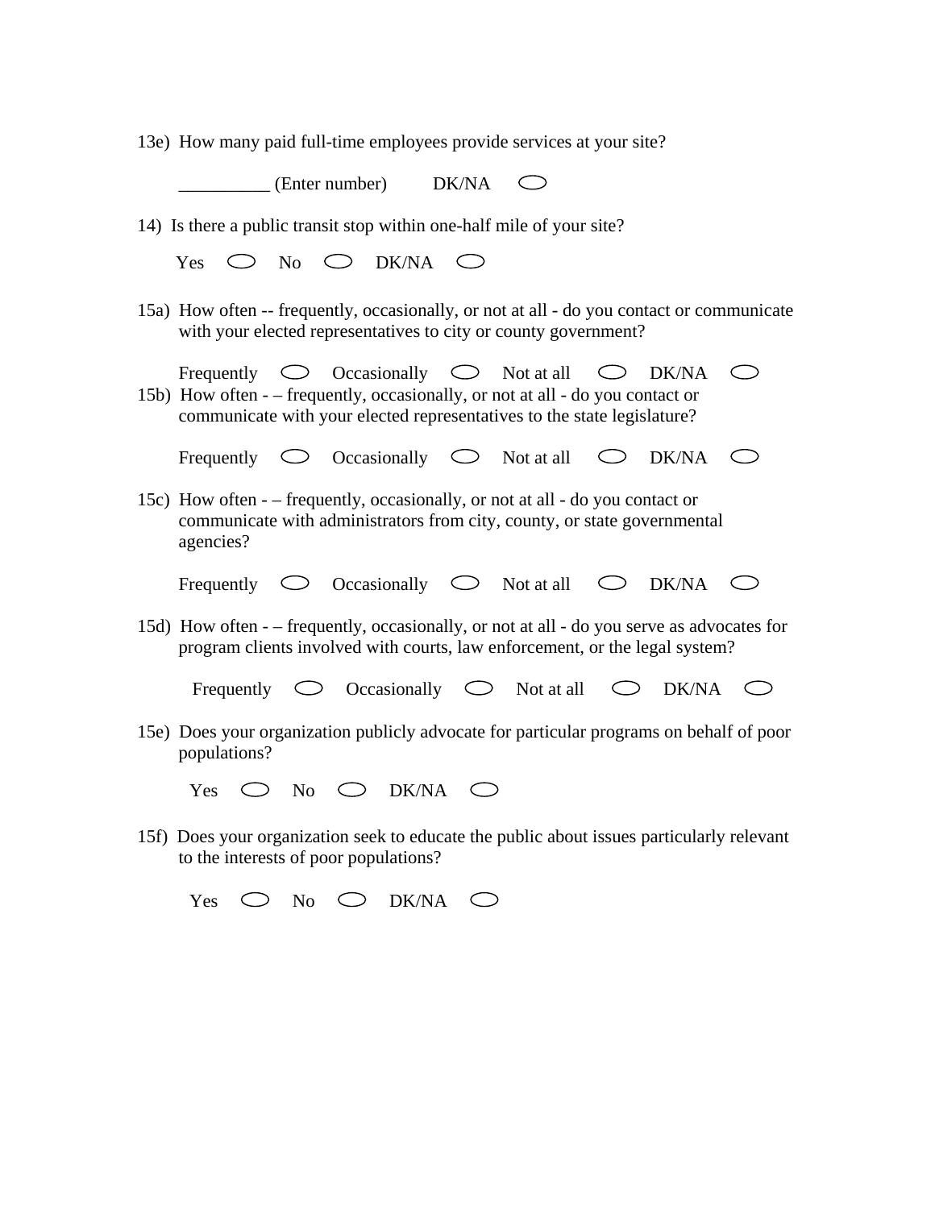13e) How many paid full-time employees provide services at your site?

__________ (Enter number)  DK/NA ○

14) Is there a public transit stop within one-half mile of your site?

Yes ○ No ○ DK/NA ○

15a) How often -- frequently, occasionally, or not at all - do you contact or communicate with your elected representatives to city or county government?

Frequently ○ Occasionally ○ Not at all ○ DK/NA ○

15b) How often - – frequently, occasionally, or not at all - do you contact or communicate with your elected representatives to the state legislature?

Frequently ○ Occasionally ○ Not at all ○ DK/NA ○

15c) How often - – frequently, occasionally, or not at all - do you contact or communicate with administrators from city, county, or state governmental agencies?

Frequently ○ Occasionally ○ Not at all ○ DK/NA ○

15d) How often - – frequently, occasionally, or not at all - do you serve as advocates for program clients involved with courts, law enforcement, or the legal system?

Frequently ○ Occasionally ○ Not at all ○ DK/NA ○

15e) Does your organization publicly advocate for particular programs on behalf of poor populations?

Yes ○ No ○ DK/NA ○

15f) Does your organization seek to educate the public about issues particularly relevant to the interests of poor populations?

Yes ○ No ○ DK/NA ○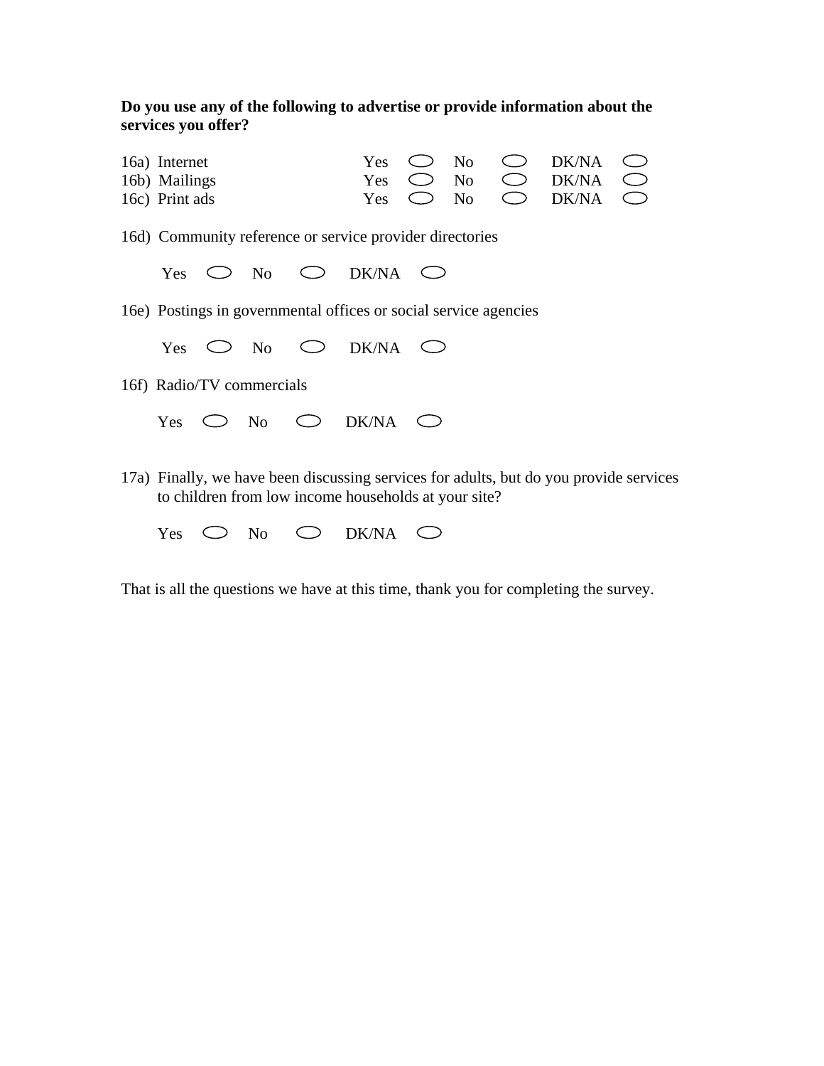**Do you use any of the following to advertise or provide information about the services you offer?**

16a) Internet Yes ⬭ No ⬭ DK/NA ⬭

16b) Mailings Yes ⬭ No ⬭ DK/NA ⬭

16c) Print ads Yes ⬭ No ⬭ DK/NA ⬭

16d) Community reference or service provider directories

Yes ⬭ No ⬭ DK/NA ⬭

16e) Postings in governmental offices or social service agencies

Yes ⬭ No ⬭ DK/NA ⬭

16f) Radio/TV commercials

Yes ⬭ No ⬭ DK/NA ⬭

17a) Finally, we have been discussing services for adults, but do you provide services to children from low income households at your site?

Yes ⬭ No ⬭ DK/NA ⬭

That is all the questions we have at this time, thank you for completing the survey.